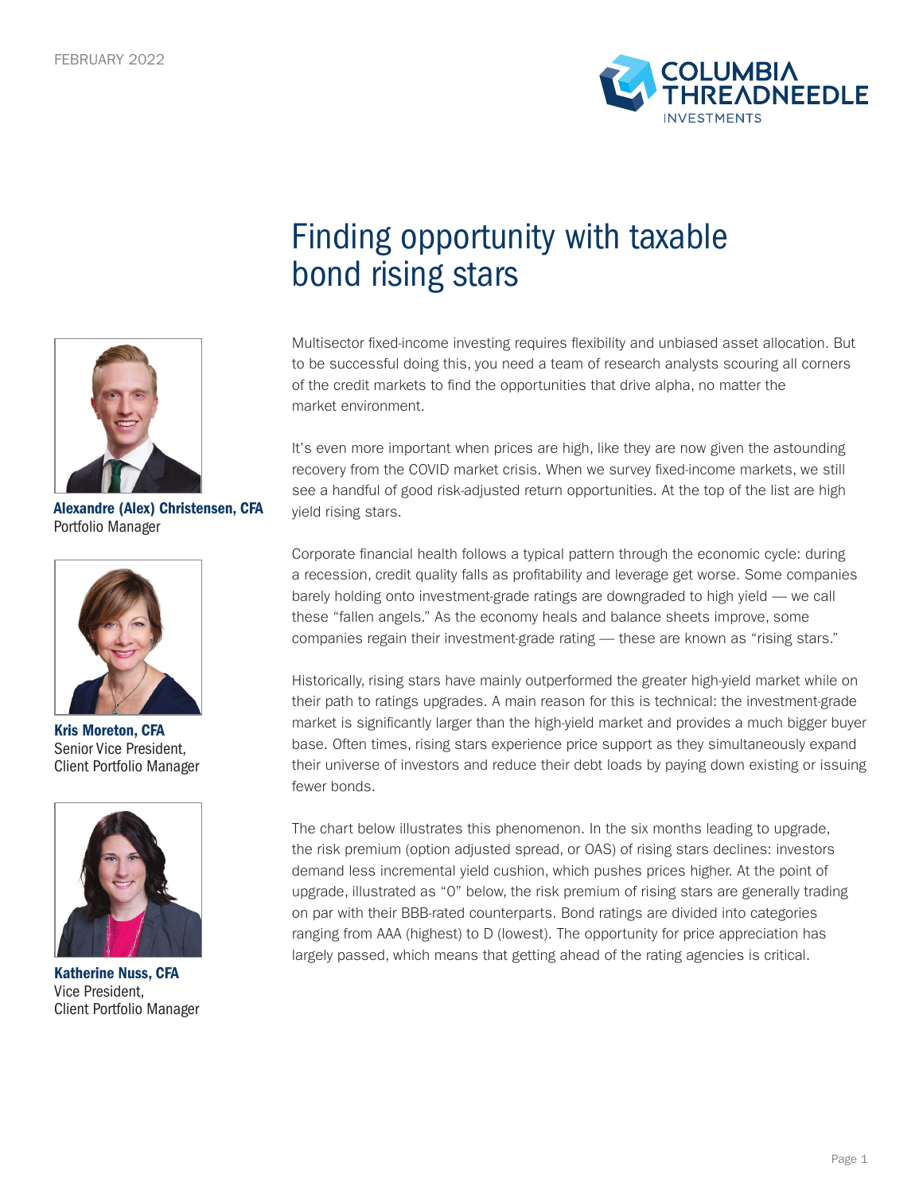FEBRUARY 2022

# Finding opportunity with taxable bond rising stars

**Alexandre (Alex) Christensen, CFA**
Portfolio Manager

**Kris Moreton, CFA**
Senior Vice President,
Client Portfolio Manager

**Katherine Nuss, CFA**
Vice President,
Client Portfolio Manager

Multisector fixed-income investing requires flexibility and unbiased asset allocation. But to be successful doing this, you need a team of research analysts scouring all corners of the credit markets to find the opportunities that drive alpha, no matter the market environment.

It's even more important when prices are high, like they are now given the astounding recovery from the COVID market crisis. When we survey fixed-income markets, we still see a handful of good risk-adjusted return opportunities. At the top of the list are high yield rising stars.

Corporate financial health follows a typical pattern through the economic cycle: during a recession, credit quality falls as profitability and leverage get worse. Some companies barely holding onto investment-grade ratings are downgraded to high yield — we call these "fallen angels." As the economy heals and balance sheets improve, some companies regain their investment-grade rating — these are known as "rising stars."

Historically, rising stars have mainly outperformed the greater high-yield market while on their path to ratings upgrades. A main reason for this is technical: the investment-grade market is significantly larger than the high-yield market and provides a much bigger buyer base. Often times, rising stars experience price support as they simultaneously expand their universe of investors and reduce their debt loads by paying down existing or issuing fewer bonds.

The chart below illustrates this phenomenon. In the six months leading to upgrade, the risk premium (option adjusted spread, or OAS) of rising stars declines: investors demand less incremental yield cushion, which pushes prices higher. At the point of upgrade, illustrated as "0" below, the risk premium of rising stars are generally trading on par with their BBB-rated counterparts. Bond ratings are divided into categories ranging from AAA (highest) to D (lowest). The opportunity for price appreciation has largely passed, which means that getting ahead of the rating agencies is critical.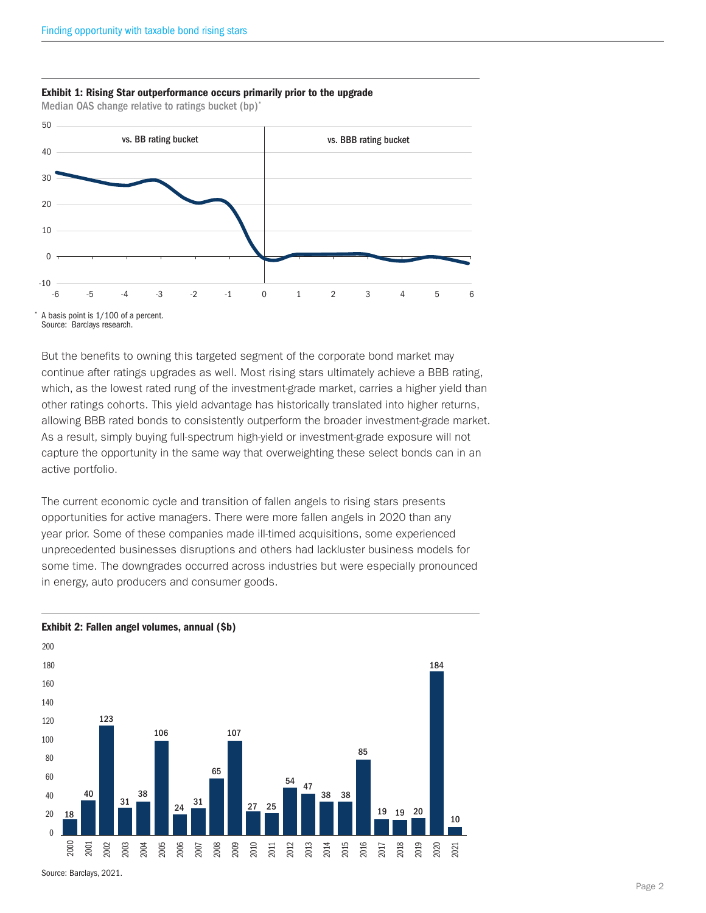**Exhibit 1: Rising Star outperformance occurs primarily prior to the upgrade**

Median OAS change relative to ratings bucket (bp)*

* A basis point is 1/100 of a percent.
Source: Barclays research.

But the benefits to owning this targeted segment of the corporate bond market may continue after ratings upgrades as well. Most rising stars ultimately achieve a BBB rating, which, as the lowest rated rung of the investment-grade market, carries a higher yield than other ratings cohorts. This yield advantage has historically translated into higher returns, allowing BBB rated bonds to consistently outperform the broader investment-grade market. As a result, simply buying full-spectrum high-yield or investment-grade exposure will not capture the opportunity in the same way that overweighting these select bonds can in an active portfolio.

The current economic cycle and transition of fallen angels to rising stars presents opportunities for active managers. There were more fallen angels in 2020 than any year prior. Some of these companies made ill-timed acquisitions, some experienced unprecedented businesses disruptions and others had lackluster business models for some time. The downgrades occurred across industries but were especially pronounced in energy, auto producers and consumer goods.

**Exhibit 2: Fallen angel volumes, annual ($b)**

| Year | Volume ($b) |
|---|---|
| 2000 | 18 |
| 2001 | 40 |
| 2002 | 123 |
| 2003 | 31 |
| 2004 | 38 |
| 2005 | 106 |
| 2006 | 24 |
| 2007 | 31 |
| 2008 | 65 |
| 2009 | 107 |
| 2010 | 27 |
| 2011 | 25 |
| 2012 | 54 |
| 2013 | 47 |
| 2014 | 38 |
| 2015 | 38 |
| 2016 | 85 |
| 2017 | 19 |
| 2018 | 19 |
| 2019 | 20 |
| 2020 | 184 |
| 2021 | 10 |

Source: Barclays, 2021.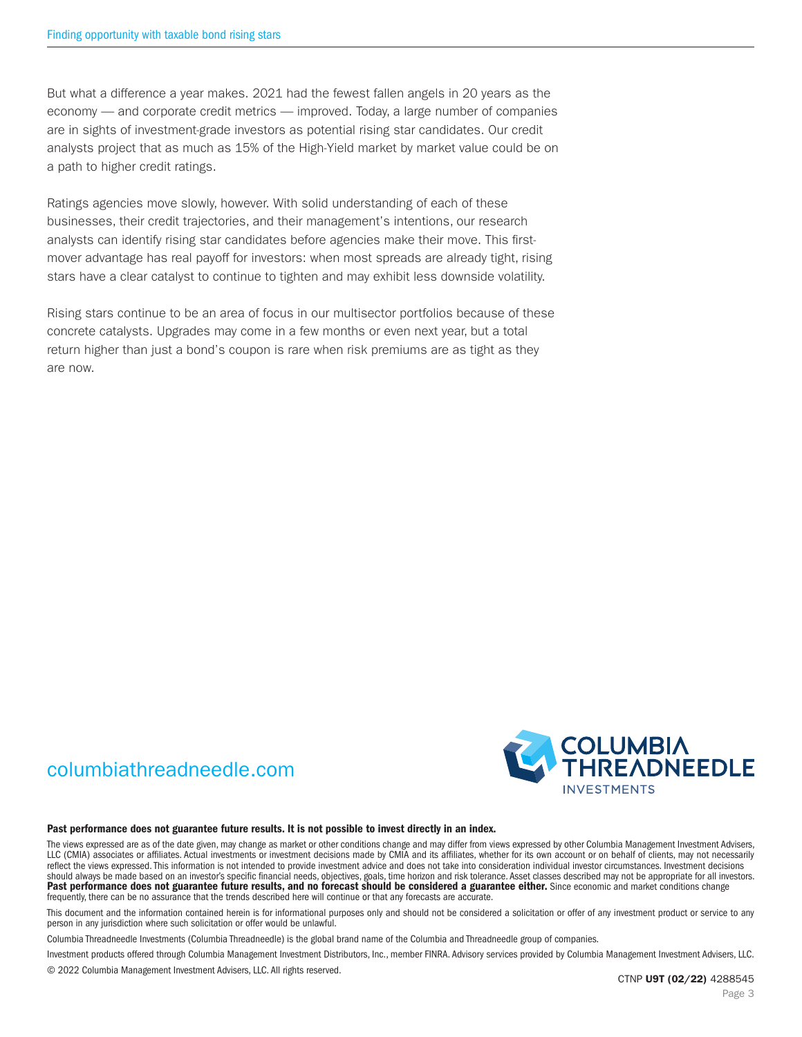But what a difference a year makes. 2021 had the fewest fallen angels in 20 years as the economy — and corporate credit metrics — improved. Today, a large number of companies are in sights of investment-grade investors as potential rising star candidates. Our credit analysts project that as much as 15% of the High-Yield market by market value could be on a path to higher credit ratings.

Ratings agencies move slowly, however. With solid understanding of each of these businesses, their credit trajectories, and their management's intentions, our research analysts can identify rising star candidates before agencies make their move. This first-mover advantage has real payoff for investors: when most spreads are already tight, rising stars have a clear catalyst to continue to tighten and may exhibit less downside volatility.

Rising stars continue to be an area of focus in our multisector portfolios because of these concrete catalysts. Upgrades may come in a few months or even next year, but a total return higher than just a bond's coupon is rare when risk premiums are as tight as they are now.

columbiathreadneedle.com

COLUMBIA THREADNEEDLE INVESTMENTS

**Past performance does not guarantee future results. It is not possible to invest directly in an index.**

The views expressed are as of the date given, may change as market or other conditions change and may differ from views expressed by other Columbia Management Investment Advisers, LLC (CMIA) associates or affiliates. Actual investments or investment decisions made by CMIA and its affiliates, whether for its own account or on behalf of clients, may not necessarily reflect the views expressed. This information is not intended to provide investment advice and does not take into consideration individual investor circumstances. Investment decisions should always be made based on an investor's specific financial needs, objectives, goals, time horizon and risk tolerance. Asset classes described may not be appropriate for all investors. **Past performance does not guarantee future results, and no forecast should be considered a guarantee either.** Since economic and market conditions change frequently, there can be no assurance that the trends described here will continue or that any forecasts are accurate.

This document and the information contained herein is for informational purposes only and should not be considered a solicitation or offer of any investment product or service to any person in any jurisdiction where such solicitation or offer would be unlawful.

Columbia Threadneedle Investments (Columbia Threadneedle) is the global brand name of the Columbia and Threadneedle group of companies.

Investment products offered through Columbia Management Investment Distributors, Inc., member FINRA. Advisory services provided by Columbia Management Investment Advisers, LLC.

© 2022 Columbia Management Investment Advisers, LLC. All rights reserved.

CTNP **U9T (02/22)** 4288545